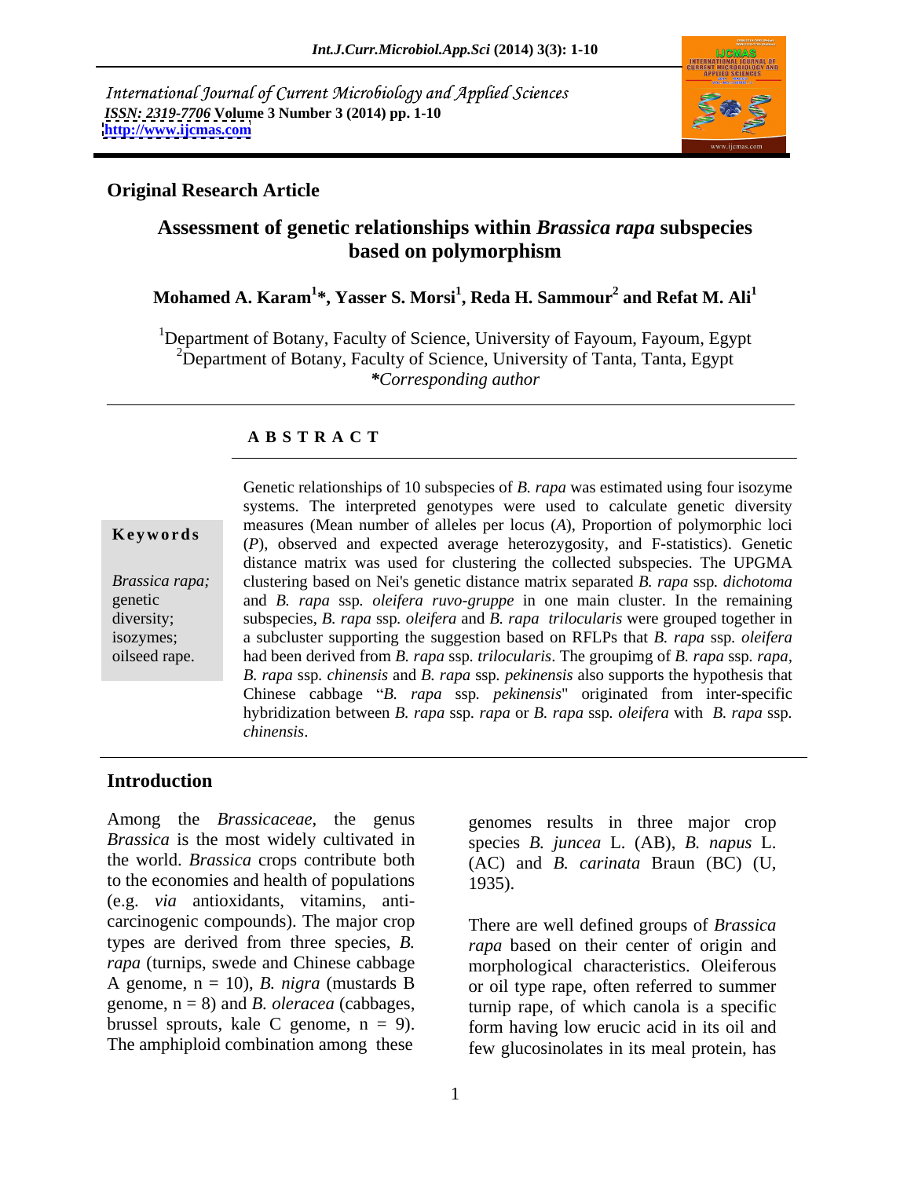International Journal of Current Microbiology and Applied Sciences
*ISSN: 2319-7706* **Volume 3 Number 3 (2014) pp. 1-10**
**http://www.ijcmas.com**

**Original Research Article**

# Assessment of genetic relationships within *Brassica rapa* subspecies based on polymorphism

**Mohamed A. Karam[1]*, Yasser S. Morsi[1], Reda H. Sammour[2] and Refat M. Ali[1]**

[1]Department of Botany, Faculty of Science, University of Fayoum, Fayoum, Egypt
[2]Department of Botany, Faculty of Science, University of Tanta, Tanta, Egypt
**Corresponding author*

## A B S T R A C T

**Keywords**

*Brassica rapa;* genetic diversity; isozymes; oilseed rape.

Genetic relationships of 10 subspecies of *B. rapa* was estimated using four isozyme systems. The interpreted genotypes were used to calculate genetic diversity measures (Mean number of alleles per locus (*A*), Proportion of polymorphic loci (*P*), observed and expected average heterozygosity, and F-statistics). Genetic distance matrix was used for clustering the collected subspecies. The UPGMA clustering based on Nei's genetic distance matrix separated *B. rapa* ssp. *dichotoma* and *B. rapa* ssp. *oleifera ruvo-gruppe* in one main cluster. In the remaining subspecies, *B. rapa* ssp. *oleifera* and *B. rapa trilocularis* were grouped together in a subcluster supporting the suggestion based on RFLPs that *B. rapa* ssp. *oleifera* had been derived from *B. rapa* ssp. *trilocularis*. The groupimg of *B. rapa* ssp. *rapa*, *B. rapa* ssp. *chinensis* and *B. rapa* ssp. *pekinensis* also supports the hypothesis that Chinese cabbage "*B. rapa* ssp. *pekinensis*" originated from inter-specific hybridization between *B. rapa* ssp. *rapa* or *B. rapa* ssp. *oleifera* with *B. rapa* ssp. *chinensis*.

## Introduction

Among the *Brassicaceae*, the genus *Brassica* is the most widely cultivated in the world. *Brassica* crops contribute both to the economies and health of populations (e.g. *via* antioxidants, vitamins, anti-carcinogenic compounds). The major crop types are derived from three species, *B. rapa* (turnips, swede and Chinese cabbage A genome, n = 10), *B. nigra* (mustards B genome, n = 8) and *B. oleracea* (cabbages, brussel sprouts, kale C genome, n = 9). The amphiploid combination among these genomes results in three major crop species *B. juncea* L. (AB), *B. napus* L. (AC) and *B. carinata* Braun (BC) (U, 1935).

There are well defined groups of *Brassica rapa* based on their center of origin and morphological characteristics. Oleiferous or oil type rape, often referred to summer turnip rape, of which canola is a specific form having low erucic acid in its oil and few glucosinolates in its meal protein, has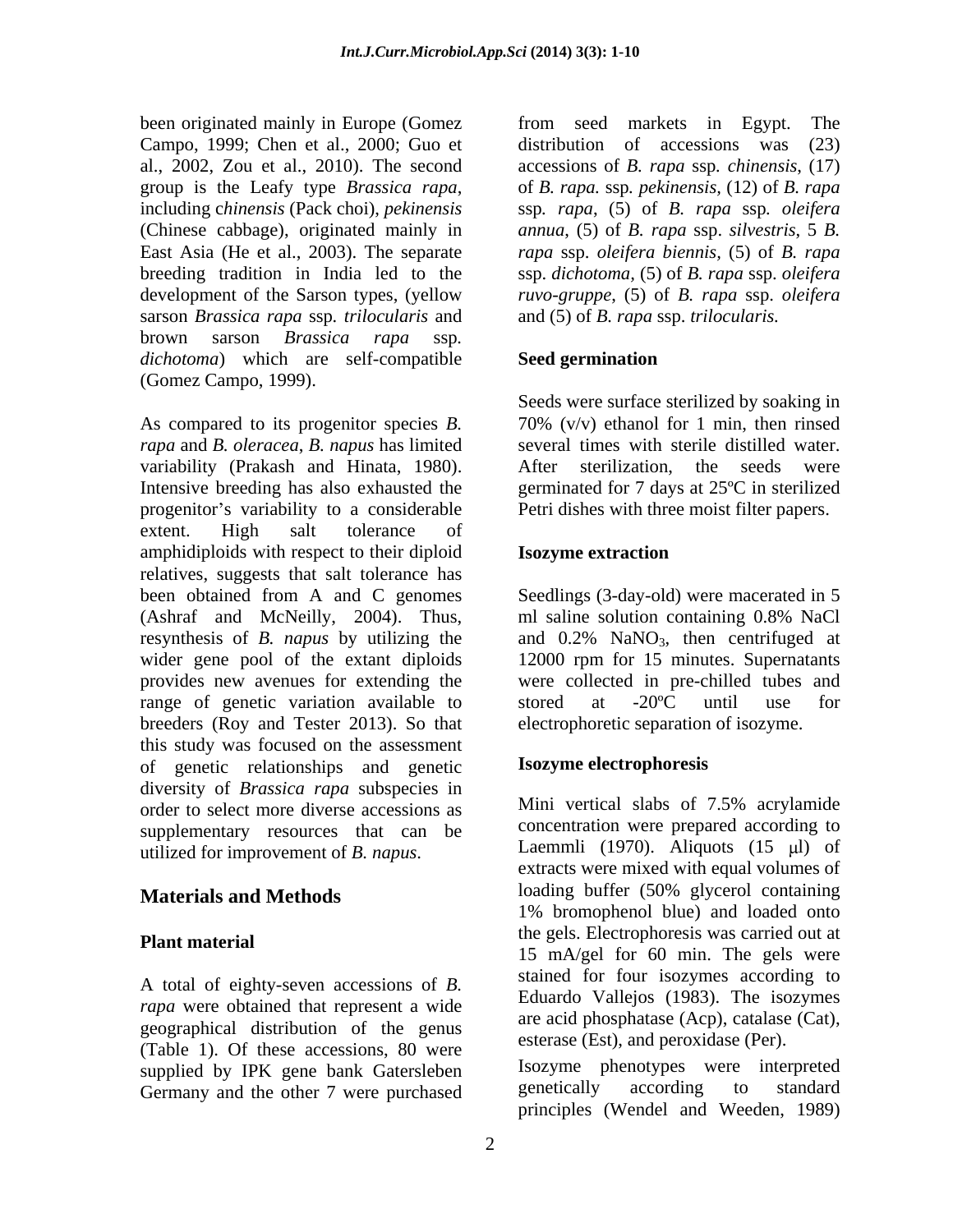been originated mainly in Europe (Gomez Campo, 1999; Chen et al., 2000; Guo et al., 2002, Zou et al., 2010). The second group is the Leafy type *Brassica rapa*, including *chinensis* (Pack choi), *pekinensis* (Chinese cabbage), originated mainly in East Asia (He et al., 2003). The separate breeding tradition in India led to the development of the Sarson types, (yellow sarson *Brassica rapa* ssp. *trilocularis* and brown sarson *Brassica rapa* ssp. *dichotoma*) which are self-compatible (Gomez Campo, 1999).

As compared to its progenitor species *B. rapa* and *B. oleracea*, *B. napus* has limited variability (Prakash and Hinata, 1980). Intensive breeding has also exhausted the progenitor's variability to a considerable extent. High salt tolerance of amphidiploids with respect to their diploid relatives, suggests that salt tolerance has been obtained from A and C genomes (Ashraf and McNeilly, 2004). Thus, resynthesis of *B. napus* by utilizing the wider gene pool of the extant diploids provides new avenues for extending the range of genetic variation available to breeders (Roy and Tester 2013). So that this study was focused on the assessment of genetic relationships and genetic diversity of *Brassica rapa* subspecies in order to select more diverse accessions as supplementary resources that can be utilized for improvement of *B. napus*.

## Materials and Methods

### Plant material

A total of eighty-seven accessions of *B. rapa* were obtained that represent a wide geographical distribution of the genus (Table 1). Of these accessions, 80 were supplied by IPK gene bank Gatersleben Germany and the other 7 were purchased from seed markets in Egypt. The distribution of accessions was (23) accessions of *B. rapa* ssp. *chinensis*, (17) of *B. rapa.* ssp. *pekinensis*, (12) of *B. rapa* ssp. *rapa*, (5) of *B. rapa* ssp. *oleifera annua*, (5) of *B. rapa* ssp. *silvestris*, 5 *B. rapa* ssp. *oleifera biennis*, (5) of *B. rapa* ssp. *dichotoma*, (5) of *B. rapa* ssp. *oleifera ruvo-gruppe*, (5) of *B. rapa* ssp. *oleifera* and (5) of *B. rapa* ssp. *trilocularis.*

### Seed germination

Seeds were surface sterilized by soaking in 70% (v/v) ethanol for 1 min, then rinsed several times with sterile distilled water. After sterilization, the seeds were germinated for 7 days at 25ºC in sterilized Petri dishes with three moist filter papers.

### Isozyme extraction

Seedlings (3-day-old) were macerated in 5 ml saline solution containing 0.8% NaCl and 0.2% $NaNO_3$, then centrifuged at 12000 rpm for 15 minutes. Supernatants were collected in pre-chilled tubes and stored at -20ºC until use for electrophoretic separation of isozyme.

### Isozyme electrophoresis

Mini vertical slabs of 7.5% acrylamide concentration were prepared according to Laemmli (1970). Aliquots (15 μl) of extracts were mixed with equal volumes of loading buffer (50% glycerol containing 1% bromophenol blue) and loaded onto the gels. Electrophoresis was carried out at 15 mA/gel for 60 min. The gels were stained for four isozymes according to Eduardo Vallejos (1983). The isozymes are acid phosphatase (Acp), catalase (Cat), esterase (Est), and peroxidase (Per).

Isozyme phenotypes were interpreted genetically according to standard principles (Wendel and Weeden, 1989)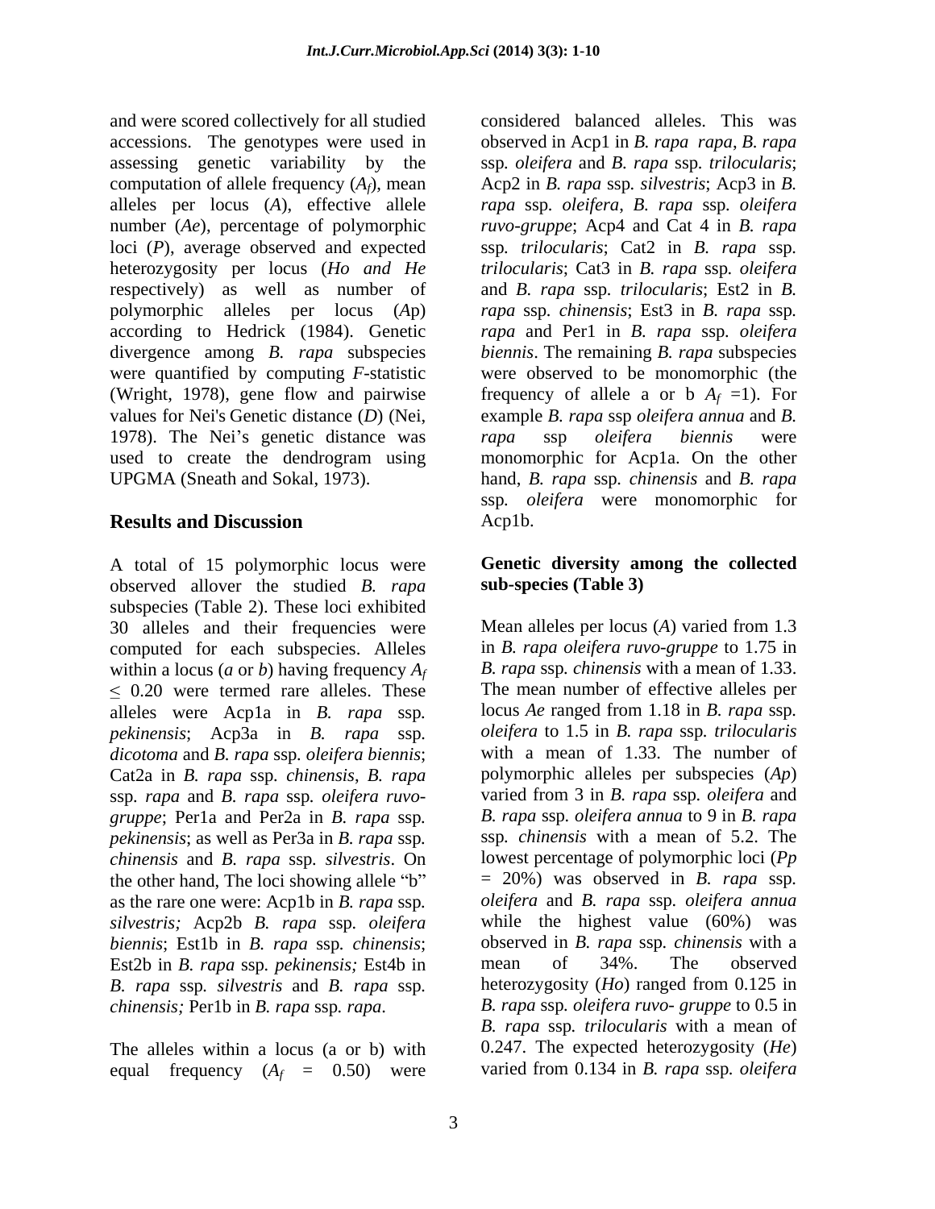and were scored collectively for all studied accessions. The genotypes were used in assessing genetic variability by the computation of allele frequency ($A_f$), mean alleles per locus ($A$), effective allele number ($Ae$), percentage of polymorphic loci ($P$), average observed and expected heterozygosity per locus ($Ho$ *and* $He$ respectively) as well as number of polymorphic alleles per locus ($A$p) according to Hedrick (1984). Genetic divergence among *B. rapa* subspecies were quantified by computing *F*-statistic (Wright, 1978), gene flow and pairwise values for Nei's Genetic distance ($D$) (Nei, 1978). The Nei's genetic distance was used to create the dendrogram using UPGMA (Sneath and Sokal, 1973).

## Results and Discussion

A total of 15 polymorphic locus were observed allover the studied *B. rapa* subspecies (Table 2). These loci exhibited 30 alleles and their frequencies were computed for each subspecies. Alleles within a locus (*a* or *b*) having frequency $A_f \leq 0.20$ were termed rare alleles. These alleles were Acp1a in *B. rapa* ssp. *pekinensis*; Acp3a in *B. rapa* ssp. *dicotoma* and *B. rapa* ssp. *oleifera biennis*; Cat2a in *B. rapa* ssp. *chinensis*, *B. rapa* ssp. *rapa* and *B. rapa* ssp. *oleifera ruvo-gruppe*; Per1a and Per2a in *B. rapa* ssp. *pekinensis*; as well as Per3a in *B. rapa* ssp. *chinensis* and *B. rapa* ssp. *silvestris*. On the other hand, The loci showing allele "b" as the rare one were: Acp1b in *B. rapa* ssp. *silvestris;* Acp2b *B. rapa* ssp. *oleifera biennis*; Est1b in *B. rapa* ssp. *chinensis*; Est2b in *B. rapa* ssp. *pekinensis;* Est4b in *B. rapa* ssp. *silvestris* and *B. rapa* ssp. *chinensis;* Per1b in *B. rapa* ssp. *rapa*.

The alleles within a locus (a or b) with equal frequency ($A_f$ = 0.50) were considered balanced alleles. This was observed in Acp1 in *B. rapa rapa*, *B. rapa* ssp. *oleifera* and *B. rapa* ssp. *trilocularis*; Acp2 in *B. rapa* ssp. *silvestris*; Acp3 in *B. rapa* ssp. *oleifera*, *B. rapa* ssp. *oleifera ruvo-gruppe*; Acp4 and Cat 4 in *B. rapa* ssp. *trilocularis*; Cat2 in *B. rapa* ssp. *trilocularis*; Cat3 in *B. rapa* ssp. *oleifera* and *B. rapa* ssp. *trilocularis*; Est2 in *B. rapa* ssp. *chinensis*; Est3 in *B. rapa* ssp. *rapa* and Per1 in *B. rapa* ssp. *oleifera biennis*. The remaining *B. rapa* subspecies were observed to be monomorphic (the frequency of allele a or b $A_f$ =1). For example *B. rapa* ssp *oleifera annua* and *B. rapa* ssp *oleifera biennis* were monomorphic for Acp1a. On the other hand, *B. rapa* ssp. *chinensis* and *B. rapa* ssp. *oleifera* were monomorphic for Acp1b.

### Genetic diversity among the collected sub-species (Table 3)

Mean alleles per locus ($A$) varied from 1.3 in *B. rapa oleifera ruvo-gruppe* to 1.75 in *B. rapa* ssp. *chinensis* with a mean of 1.33. The mean number of effective alleles per locus $Ae$ ranged from 1.18 in *B. rapa* ssp. *oleifera* to 1.5 in *B. rapa* ssp. *trilocularis* with a mean of 1.33. The number of polymorphic alleles per subspecies ($Ap$) varied from 3 in *B. rapa* ssp. *oleifera* and *B. rapa* ssp. *oleifera annua* to 9 in *B. rapa* ssp. *chinensis* with a mean of 5.2. The lowest percentage of polymorphic loci ($Pp$ = 20%) was observed in *B. rapa* ssp. *oleifera* and *B. rapa* ssp. *oleifera annua* while the highest value (60%) was observed in *B. rapa* ssp. *chinensis* with a mean of 34%. The observed heterozygosity ($Ho$) ranged from 0.125 in *B. rapa* ssp. *oleifera ruvo- gruppe* to 0.5 in *B. rapa* ssp. *trilocularis* with a mean of 0.247. The expected heterozygosity ($He$) varied from 0.134 in *B. rapa* ssp. *oleifera*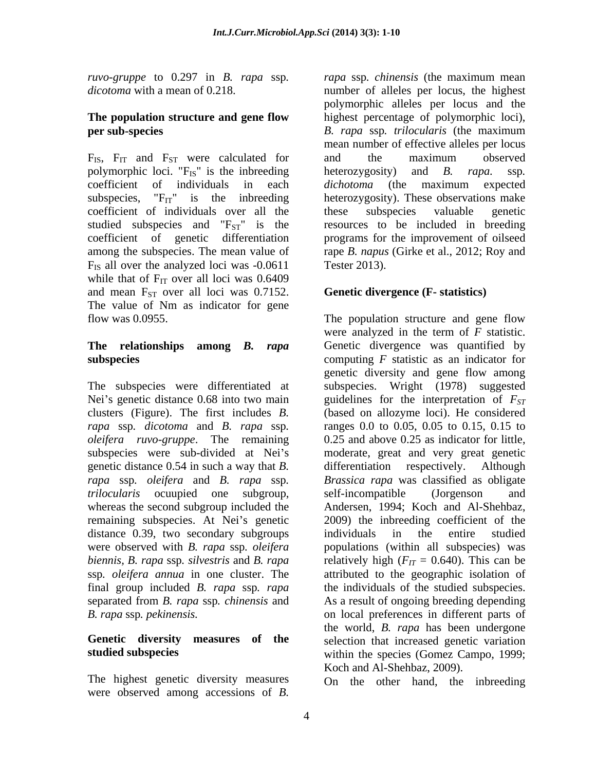*ruvo-gruppe* to 0.297 in *B. rapa* ssp. *dicotoma* with a mean of 0.218.

**The population structure and gene flow per sub-species**

$F_{IS}$, $F_{IT}$ and $F_{ST}$ were calculated for polymorphic loci. "$F_{IS}$" is the inbreeding coefficient of individuals in each subspecies, "$F_{IT}$" is the inbreeding coefficient of individuals over all the studied subspecies and "$F_{ST}$" is the coefficient of genetic differentiation among the subspecies. The mean value of $F_{IS}$ all over the analyzed loci was -0.0611 while that of $F_{IT}$ over all loci was 0.6409 and mean $F_{ST}$ over all loci was 0.7152. The value of Nm as indicator for gene flow was 0.0955.

**The relationships among *B. rapa* subspecies**

The subspecies were differentiated at Nei's genetic distance 0.68 into two main clusters (Figure). The first includes *B. rapa* ssp*. dicotoma* and *B. rapa* ssp*. oleifera ruvo-gruppe*. The remaining subspecies were sub-divided at Nei's genetic distance 0.54 in such a way that *B. rapa* ssp*. oleifera* and *B. rapa* ssp*. trilocularis* ocuupied one subgroup, whereas the second subgroup included the remaining subspecies. At Nei's genetic distance 0.39, two secondary subgroups were observed with *B. rapa* ssp*. oleifera biennis, B. rapa* ssp*. silvestris* and *B. rapa* ssp*. oleifera annua* in one cluster. The final group included *B. rapa* ssp*. rapa* separated from *B. rapa* ssp*. chinensis* and *B. rapa* ssp*. pekinensis.*

**Genetic diversity measures of the studied subspecies**

The highest genetic diversity measures were observed among accessions of *B. rapa* ssp*. chinensis* (the maximum mean number of alleles per locus, the highest polymorphic alleles per locus and the highest percentage of polymorphic loci), *B. rapa* ssp*. trilocularis* (the maximum mean number of effective alleles per locus and the maximum observed heterozygosity) and *B. rapa*. ssp*. dichotoma* (the maximum expected heterozygosity). These observations make these subspecies valuable genetic resources to be included in breeding programs for the improvement of oilseed rape *B. napus* (Girke et al., 2012; Roy and Tester 2013).

**Genetic divergence (F- statistics)**

The population structure and gene flow were analyzed in the term of *F* statistic. Genetic divergence was quantified by computing *F* statistic as an indicator for genetic diversity and gene flow among subspecies. Wright (1978) suggested guidelines for the interpretation of $F_{ST}$ (based on allozyme loci). He considered ranges 0.0 to 0.05, 0.05 to 0.15, 0.15 to 0.25 and above 0.25 as indicator for little, moderate, great and very great genetic differentiation respectively. Although *Brassica rapa* was classified as obligate self-incompatible (Jorgenson and Andersen, 1994; Koch and Al-Shehbaz, 2009) the inbreeding coefficient of the individuals in the entire studied populations (within all subspecies) was relatively high ($F_{IT}$ = 0.640). This can be attributed to the geographic isolation of the individuals of the studied subspecies. As a result of ongoing breeding depending on local preferences in different parts of the world, *B. rapa* has been undergone selection that increased genetic variation within the species (Gomez Campo, 1999; Koch and Al-Shehbaz, 2009).

On the other hand, the inbreeding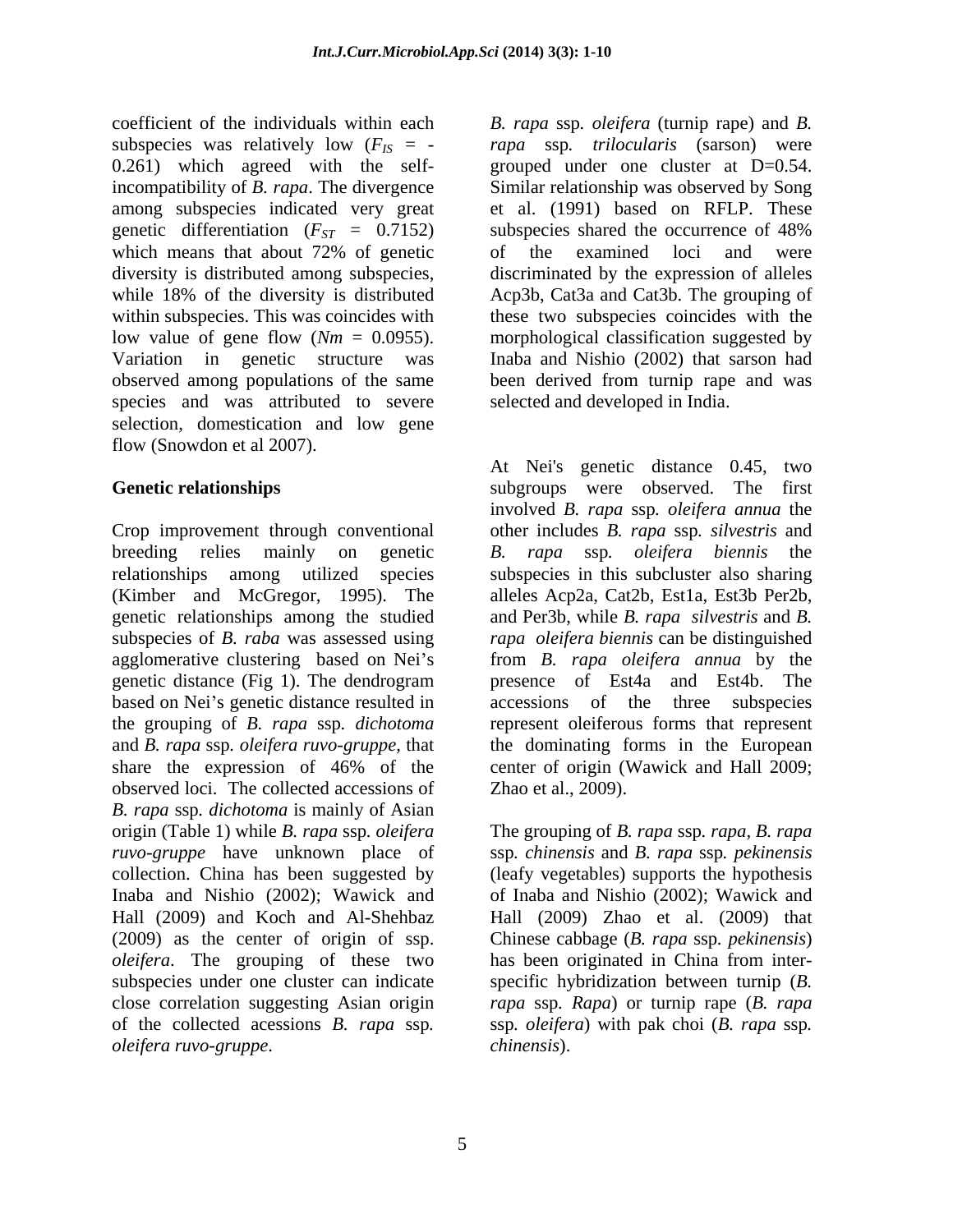coefficient of the individuals within each subspecies was relatively low ($F_{IS}$ = -0.261) which agreed with the self-incompatibility of *B. rapa*. The divergence among subspecies indicated very great genetic differentiation ($F_{ST}$ = 0.7152) which means that about 72% of genetic diversity is distributed among subspecies, while 18% of the diversity is distributed within subspecies. This was coincides with low value of gene flow (*Nm* = 0.0955). Variation in genetic structure was observed among populations of the same species and was attributed to severe selection, domestication and low gene flow (Snowdon et al 2007).

**Genetic relationships**

Crop improvement through conventional breeding relies mainly on genetic relationships among utilized species (Kimber and McGregor, 1995). The genetic relationships among the studied subspecies of *B. raba* was assessed using agglomerative clustering based on Nei's genetic distance (Fig 1). The dendrogram based on Nei's genetic distance resulted in the grouping of *B. rapa* ssp. *dichotoma* and *B. rapa* ssp. *oleifera ruvo-gruppe*, that share the expression of 46% of the observed loci. The collected accessions of *B. rapa* ssp. *dichotoma* is mainly of Asian origin (Table 1) while *B. rapa* ssp. *oleifera ruvo-gruppe* have unknown place of collection. China has been suggested by Inaba and Nishio (2002); Wawick and Hall (2009) and Koch and Al-Shehbaz (2009) as the center of origin of ssp. *oleifera*. The grouping of these two subspecies under one cluster can indicate close correlation suggesting Asian origin of the collected acessions *B. rapa* ssp. *oleifera ruvo-gruppe*.

*B. rapa* ssp. *oleifera* (turnip rape) and *B. rapa* ssp. *trilocularis* (sarson) were grouped under one cluster at D=0.54. Similar relationship was observed by Song et al. (1991) based on RFLP. These subspecies shared the occurrence of 48% of the examined loci and were discriminated by the expression of alleles Acp3b, Cat3a and Cat3b. The grouping of these two subspecies coincides with the morphological classification suggested by Inaba and Nishio (2002) that sarson had been derived from turnip rape and was selected and developed in India.

At Nei's genetic distance 0.45, two subgroups were observed. The first involved *B. rapa* ssp. *oleifera annua* the other includes *B. rapa* ssp. *silvestris* and *B. rapa* ssp. *oleifera biennis* the subspecies in this subcluster also sharing alleles Acp2a, Cat2b, Est1a, Est3b Per2b, and Per3b, while *B. rapa silvestris* and *B. rapa oleifera biennis* can be distinguished from *B. rapa oleifera annua* by the presence of Est4a and Est4b. The accessions of the three subspecies represent oleiferous forms that represent the dominating forms in the European center of origin (Wawick and Hall 2009; Zhao et al., 2009).

The grouping of *B. rapa* ssp. *rapa*, *B. rapa* ssp. *chinensis* and *B. rapa* ssp. *pekinensis* (leafy vegetables) supports the hypothesis of Inaba and Nishio (2002); Wawick and Hall (2009) Zhao et al. (2009) that Chinese cabbage (*B. rapa* ssp. *pekinensis*) has been originated in China from inter-specific hybridization between turnip (*B. rapa* ssp. *Rapa*) or turnip rape (*B. rapa* ssp. *oleifera*) with pak choi (*B. rapa* ssp. *chinensis*).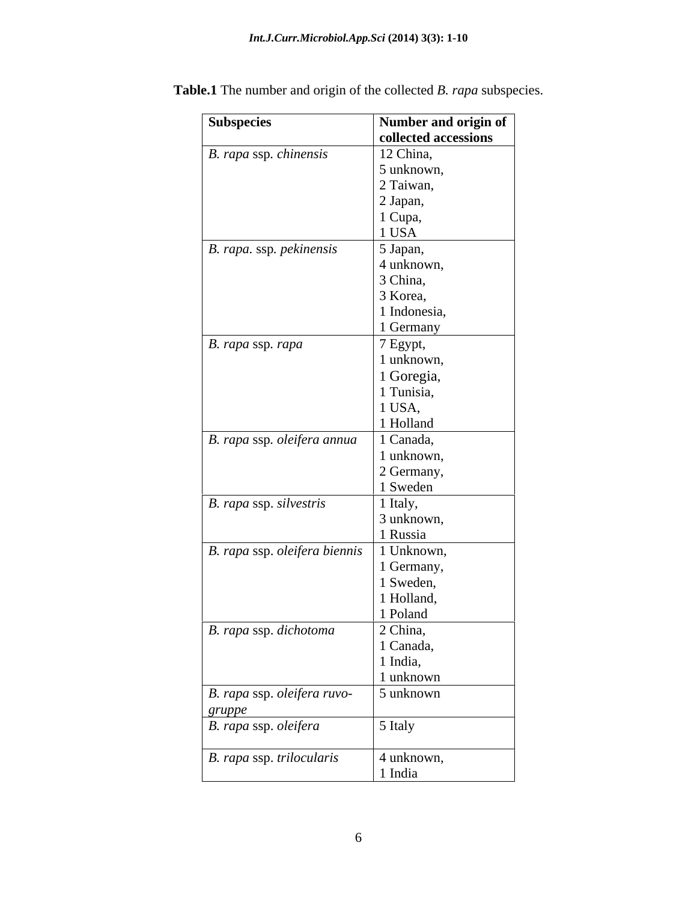**Table.1** The number and origin of the collected *B. rapa* subspecies.

| Subspecies | Number and origin of collected accessions |
|---|---|
| *B. rapa* ssp. *chinensis* | 12 China, 5 unknown, 2 Taiwan, 2 Japan, 1 Cupa, 1 USA |
| *B. rapa*. ssp. *pekinensis* | 5 Japan, 4 unknown, 3 China, 3 Korea, 1 Indonesia, 1 Germany |
| *B. rapa* ssp. *rapa* | 7 Egypt, 1 unknown, 1 Goregia, 1 Tunisia, 1 USA, 1 Holland |
| *B. rapa* ssp. *oleifera annua* | 1 Canada, 1 unknown, 2 Germany, 1 Sweden |
| *B. rapa* ssp. *silvestris* | 1 Italy, 3 unknown, 1 Russia |
| *B. rapa* ssp. *oleifera biennis* | 1 Unknown, 1 Germany, 1 Sweden, 1 Holland, 1 Poland |
| *B. rapa* ssp. *dichotoma* | 2 China, 1 Canada, 1 India, 1 unknown |
| *B. rapa* ssp. *oleifera ruvo-gruppe* | 5 unknown |
| *B. rapa* ssp. *oleifera* | 5 Italy |
| *B. rapa* ssp. *trilocularis* | 4 unknown, 1 India |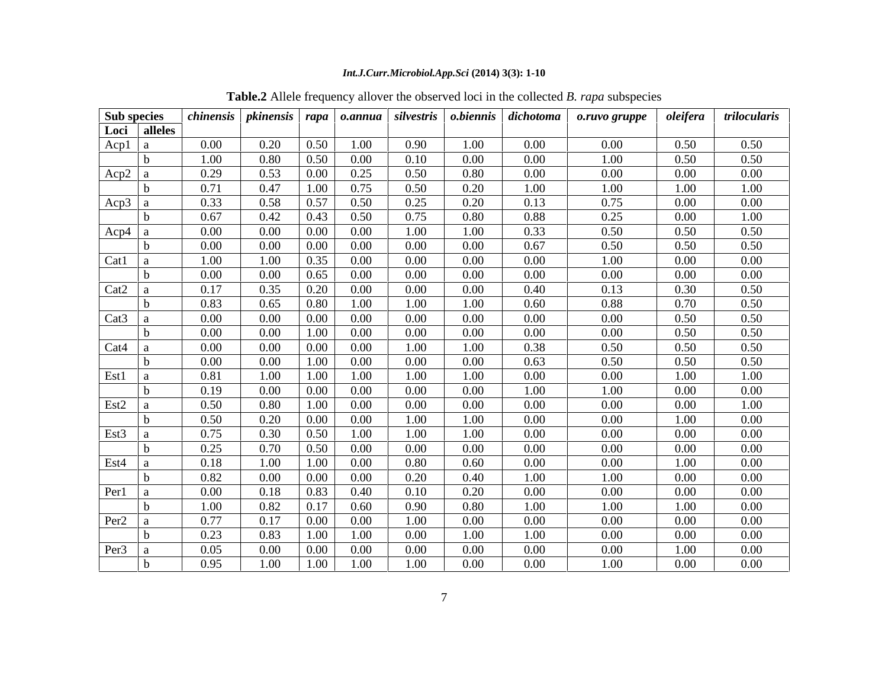**Table.2** Allele frequency allover the observed loci in the collected *B. rapa* subspecies

| Sub species | | *chinensis* | *pkinensis* | *rapa* | *o.annua* | *silvestris* | *o.biennis* | *dichotoma* | *o.ruvo gruppe* | *oleifera* | *trilocularis* |
|---|---|---|---|---|---|---|---|---|---|---|---|
| **Loci** | **alleles** | | | | | | | | | | |
| Acp1 | a | 0.00 | 0.20 | 0.50 | 1.00 | 0.90 | 1.00 | 0.00 | 0.00 | 0.50 | 0.50 |
| | b | 1.00 | 0.80 | 0.50 | 0.00 | 0.10 | 0.00 | 0.00 | 1.00 | 0.50 | 0.50 |
| Acp2 | a | 0.29 | 0.53 | 0.00 | 0.25 | 0.50 | 0.80 | 0.00 | 0.00 | 0.00 | 0.00 |
| | b | 0.71 | 0.47 | 1.00 | 0.75 | 0.50 | 0.20 | 1.00 | 1.00 | 1.00 | 1.00 |
| Acp3 | a | 0.33 | 0.58 | 0.57 | 0.50 | 0.25 | 0.20 | 0.13 | 0.75 | 0.00 | 0.00 |
| | b | 0.67 | 0.42 | 0.43 | 0.50 | 0.75 | 0.80 | 0.88 | 0.25 | 0.00 | 1.00 |
| Acp4 | a | 0.00 | 0.00 | 0.00 | 0.00 | 1.00 | 1.00 | 0.33 | 0.50 | 0.50 | 0.50 |
| | b | 0.00 | 0.00 | 0.00 | 0.00 | 0.00 | 0.00 | 0.67 | 0.50 | 0.50 | 0.50 |
| Cat1 | a | 1.00 | 1.00 | 0.35 | 0.00 | 0.00 | 0.00 | 0.00 | 1.00 | 0.00 | 0.00 |
| | b | 0.00 | 0.00 | 0.65 | 0.00 | 0.00 | 0.00 | 0.00 | 0.00 | 0.00 | 0.00 |
| Cat2 | a | 0.17 | 0.35 | 0.20 | 0.00 | 0.00 | 0.00 | 0.40 | 0.13 | 0.30 | 0.50 |
| | b | 0.83 | 0.65 | 0.80 | 1.00 | 1.00 | 1.00 | 0.60 | 0.88 | 0.70 | 0.50 |
| Cat3 | a | 0.00 | 0.00 | 0.00 | 0.00 | 0.00 | 0.00 | 0.00 | 0.00 | 0.50 | 0.50 |
| | b | 0.00 | 0.00 | 1.00 | 0.00 | 0.00 | 0.00 | 0.00 | 0.00 | 0.50 | 0.50 |
| Cat4 | a | 0.00 | 0.00 | 0.00 | 0.00 | 1.00 | 1.00 | 0.38 | 0.50 | 0.50 | 0.50 |
| | b | 0.00 | 0.00 | 1.00 | 0.00 | 0.00 | 0.00 | 0.63 | 0.50 | 0.50 | 0.50 |
| Est1 | a | 0.81 | 1.00 | 1.00 | 1.00 | 1.00 | 1.00 | 0.00 | 0.00 | 1.00 | 1.00 |
| | b | 0.19 | 0.00 | 0.00 | 0.00 | 0.00 | 0.00 | 1.00 | 1.00 | 0.00 | 0.00 |
| Est2 | a | 0.50 | 0.80 | 1.00 | 0.00 | 0.00 | 0.00 | 0.00 | 0.00 | 0.00 | 1.00 |
| | b | 0.50 | 0.20 | 0.00 | 0.00 | 1.00 | 1.00 | 0.00 | 0.00 | 1.00 | 0.00 |
| Est3 | a | 0.75 | 0.30 | 0.50 | 1.00 | 1.00 | 1.00 | 0.00 | 0.00 | 0.00 | 0.00 |
| | b | 0.25 | 0.70 | 0.50 | 0.00 | 0.00 | 0.00 | 0.00 | 0.00 | 0.00 | 0.00 |
| Est4 | a | 0.18 | 1.00 | 1.00 | 0.00 | 0.80 | 0.60 | 0.00 | 0.00 | 1.00 | 0.00 |
| | b | 0.82 | 0.00 | 0.00 | 0.00 | 0.20 | 0.40 | 1.00 | 1.00 | 0.00 | 0.00 |
| Per1 | a | 0.00 | 0.18 | 0.83 | 0.40 | 0.10 | 0.20 | 0.00 | 0.00 | 0.00 | 0.00 |
| | b | 1.00 | 0.82 | 0.17 | 0.60 | 0.90 | 0.80 | 1.00 | 1.00 | 1.00 | 0.00 |
| Per2 | a | 0.77 | 0.17 | 0.00 | 0.00 | 1.00 | 0.00 | 0.00 | 0.00 | 0.00 | 0.00 |
| | b | 0.23 | 0.83 | 1.00 | 1.00 | 0.00 | 1.00 | 1.00 | 0.00 | 0.00 | 0.00 |
| Per3 | a | 0.05 | 0.00 | 0.00 | 0.00 | 0.00 | 0.00 | 0.00 | 0.00 | 1.00 | 0.00 |
| | b | 0.95 | 1.00 | 1.00 | 1.00 | 1.00 | 0.00 | 0.00 | 1.00 | 0.00 | 0.00 |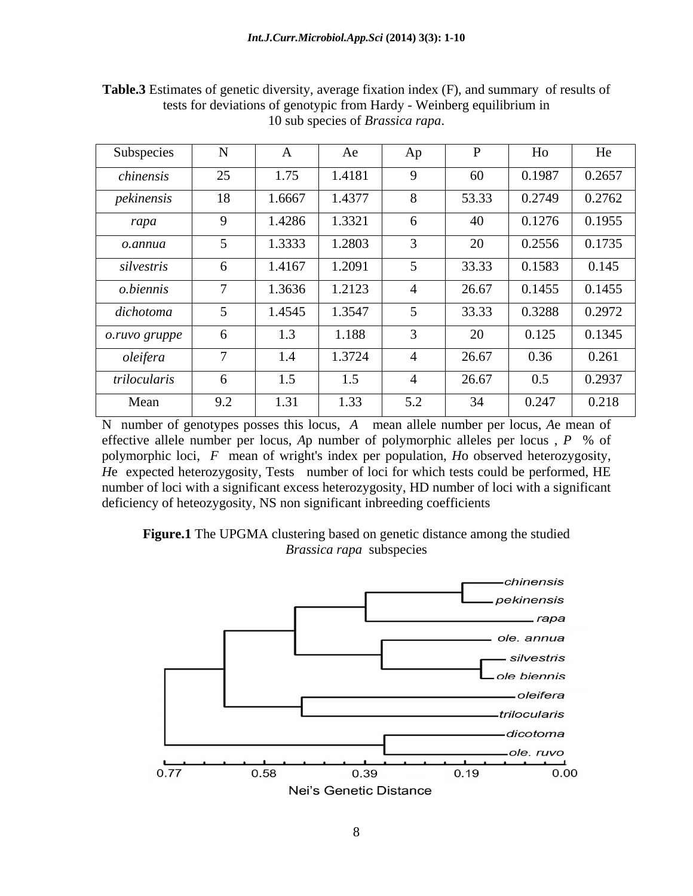**Table.3** Estimates of genetic diversity, average fixation index (F), and summary of results of tests for deviations of genotypic from Hardy - Weinberg equilibrium in 10 sub species of *Brassica rapa*.

| Subspecies | N | A | Ae | Ap | P | Ho | He |
|---|---|---|---|---|---|---|---|
| *chinensis* | 25 | 1.75 | 1.4181 | 9 | 60 | 0.1987 | 0.2657 |
| *pekinensis* | 18 | 1.6667 | 1.4377 | 8 | 53.33 | 0.2749 | 0.2762 |
| *rapa* | 9 | 1.4286 | 1.3321 | 6 | 40 | 0.1276 | 0.1955 |
| *o.annua* | 5 | 1.3333 | 1.2803 | 3 | 20 | 0.2556 | 0.1735 |
| *silvestris* | 6 | 1.4167 | 1.2091 | 5 | 33.33 | 0.1583 | 0.145 |
| *o.biennis* | 7 | 1.3636 | 1.2123 | 4 | 26.67 | 0.1455 | 0.1455 |
| *dichotoma* | 5 | 1.4545 | 1.3547 | 5 | 33.33 | 0.3288 | 0.2972 |
| *o.ruvo gruppe* | 6 | 1.3 | 1.188 | 3 | 20 | 0.125 | 0.1345 |
| *oleifera* | 7 | 1.4 | 1.3724 | 4 | 26.67 | 0.36 | 0.261 |
| *trilocularis* | 6 | 1.5 | 1.5 | 4 | 26.67 | 0.5 | 0.2937 |
| Mean | 9.2 | 1.31 | 1.33 | 5.2 | 34 | 0.247 | 0.218 |

N number of genotypes posses this locus, *A* mean allele number per locus, *A*e mean of effective allele number per locus, *A*p number of polymorphic alleles per locus , *P* % of polymorphic loci, *F* mean of wright's index per population, *H*o observed heterozygosity, *H*e expected heterozygosity, Tests number of loci for which tests could be performed, HE number of loci with a significant excess heterozygosity, HD number of loci with a significant deficiency of heteozygosity, NS non significant inbreeding coefficients

**Figure.1** The UPGMA clustering based on genetic distance among the studied *Brassica rapa* subspecies

chinensis
pekinensis
rapa
ole. annua
silvestris
ole biennis
oleifera
trilocularis
dicotoma
ole. ruvo

0.77 0.58 0.39 0.19 0.00

Nei's Genetic Distance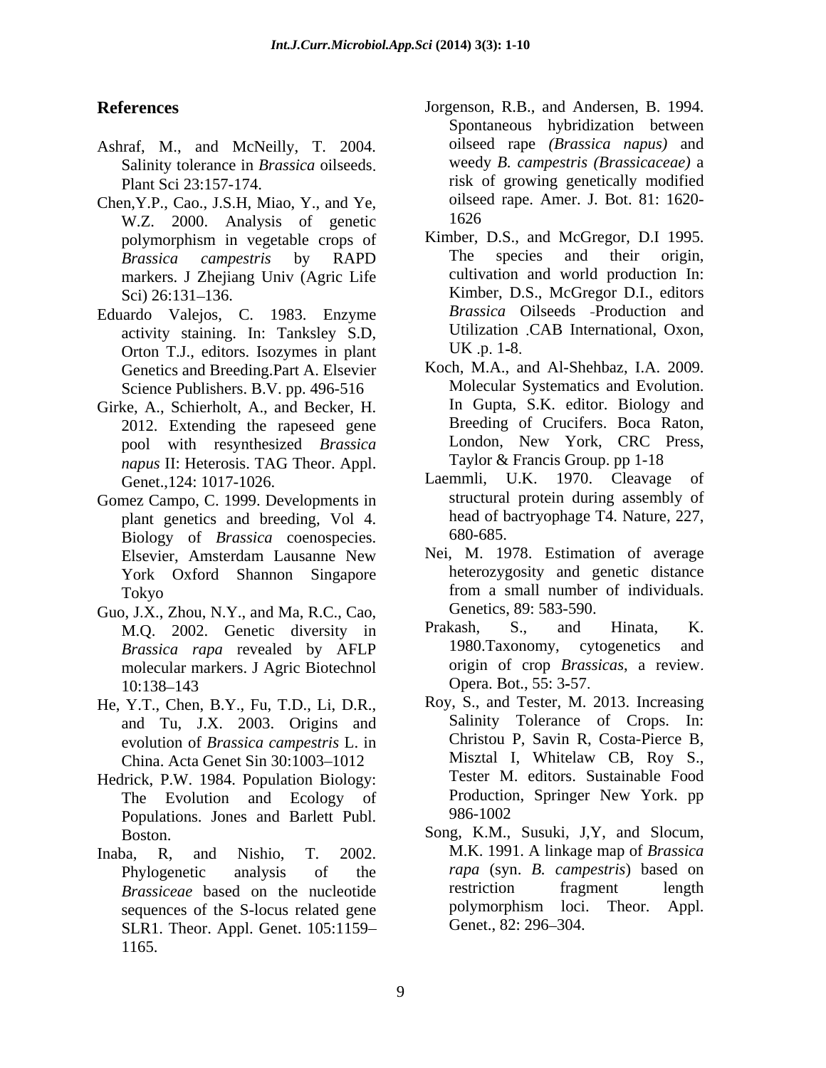## References

Ashraf, M., and McNeilly, T. 2004. Salinity tolerance in *Brassica* oilseeds. Plant Sci 23:157-174.

Chen,Y.P., Cao., J.S.H, Miao, Y., and Ye, W.Z. 2000. Analysis of genetic polymorphism in vegetable crops of *Brassica campestris* by RAPD markers. J Zhejiang Univ (Agric Life Sci) 26:131–136.

Eduardo Valejos, C. 1983. Enzyme activity staining. In: Tanksley S.D, Orton T.J., editors. Isozymes in plant Genetics and Breeding.Part A. Elsevier Science Publishers. B.V. pp. 496-516

Girke, A., Schierholt, A., and Becker, H. 2012. Extending the rapeseed gene pool with resynthesized *Brassica napus* II: Heterosis. TAG Theor. Appl. Genet.,124: 1017-1026.

Gomez Campo, C. 1999. Developments in plant genetics and breeding, Vol 4. Biology of *Brassica* coenospecies. Elsevier, Amsterdam Lausanne New York Oxford Shannon Singapore Tokyo

Guo, J.X., Zhou, N.Y., and Ma, R.C., Cao, M.Q. 2002. Genetic diversity in *Brassica rapa* revealed by AFLP molecular markers. J Agric Biotechnol 10:138–143

He, Y.T., Chen, B.Y., Fu, T.D., Li, D.R., and Tu, J.X. 2003. Origins and evolution of *Brassica campestris* L. in China. Acta Genet Sin 30:1003–1012

Hedrick, P.W. 1984. Population Biology: The Evolution and Ecology of Populations. Jones and Barlett Publ. Boston.

Inaba, R, and Nishio, T. 2002. Phylogenetic analysis of the *Brassiceae* based on the nucleotide sequences of the S-locus related gene SLR1. Theor. Appl. Genet. 105:1159–1165.

Jorgenson, R.B., and Andersen, B. 1994. Spontaneous hybridization between oilseed rape *(Brassica napus)* and weedy *B. campestris (Brassicaceae)* a risk of growing genetically modified oilseed rape. Amer. J. Bot. 81: 1620-1626

Kimber, D.S., and McGregor, D.I 1995. The species and their origin, cultivation and world production In: Kimber, D.S., McGregor D.I., editors *Brassica* Oilseeds -Production and Utilization .CAB International, Oxon, UK .p. 1-8.

Koch, M.A., and Al-Shehbaz, I.A. 2009. Molecular Systematics and Evolution. In Gupta, S.K. editor. Biology and Breeding of Crucifers. Boca Raton, London, New York, CRC Press, Taylor & Francis Group. pp 1-18

Laemmli, U.K. 1970. Cleavage of structural protein during assembly of head of bactryophage T4. Nature, 227, 680-685.

Nei, M. 1978. Estimation of average heterozygosity and genetic distance from a small number of individuals. Genetics, 89: 583-590.

Prakash, S., and Hinata, K. 1980.Taxonomy, cytogenetics and origin of crop *Brassicas*, a review. Opera. Bot., 55: 3-57.

Roy, S., and Tester, M. 2013. Increasing Salinity Tolerance of Crops. In: Christou P, Savin R, Costa-Pierce B, Misztal I, Whitelaw CB, Roy S., Tester M. editors. Sustainable Food Production, Springer New York. pp 986-1002

Song, K.M., Susuki, J,Y, and Slocum, M.K. 1991. A linkage map of *Brassica rapa* (syn. *B. campestris*) based on restriction fragment length polymorphism loci. Theor. Appl. Genet., 82: 296–304.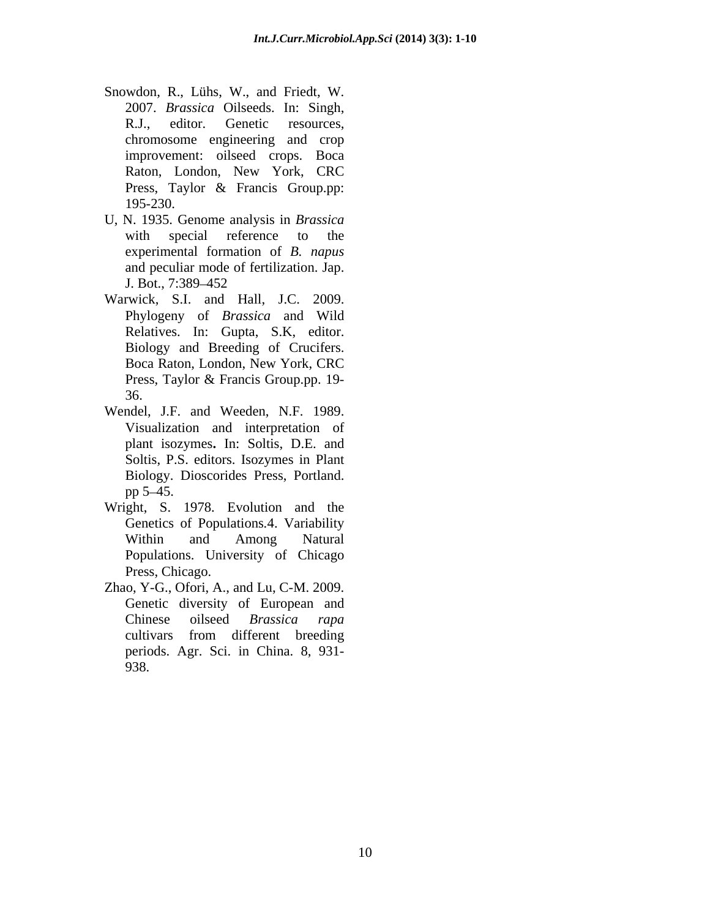Snowdon, R., Lühs, W., and Friedt, W. 2007. *Brassica* Oilseeds. In: Singh, R.J., editor. Genetic resources, chromosome engineering and crop improvement: oilseed crops. Boca Raton, London, New York, CRC Press, Taylor & Francis Group.pp: 195-230.

U, N. 1935. Genome analysis in *Brassica* with special reference to the experimental formation of *B. napus* and peculiar mode of fertilization. Jap. J. Bot., 7:389–452

Warwick, S.I. and Hall, J.C. 2009. Phylogeny of *Brassica* and Wild Relatives. In: Gupta, S.K, editor. Biology and Breeding of Crucifers. Boca Raton, London, New York, CRC Press, Taylor & Francis Group.pp. 19-36.

Wendel, J.F. and Weeden, N.F. 1989. Visualization and interpretation of plant isozymes**.** In: Soltis, D.E. and Soltis, P.S. editors. Isozymes in Plant Biology. Dioscorides Press, Portland. pp 5–45.

Wright, S. 1978. Evolution and the Genetics of Populations.4. Variability Within and Among Natural Populations. University of Chicago Press, Chicago.

Zhao, Y-G., Ofori, A., and Lu, C-M. 2009. Genetic diversity of European and Chinese oilseed *Brassica rapa* cultivars from different breeding periods. Agr. Sci. in China. 8, 931-938.